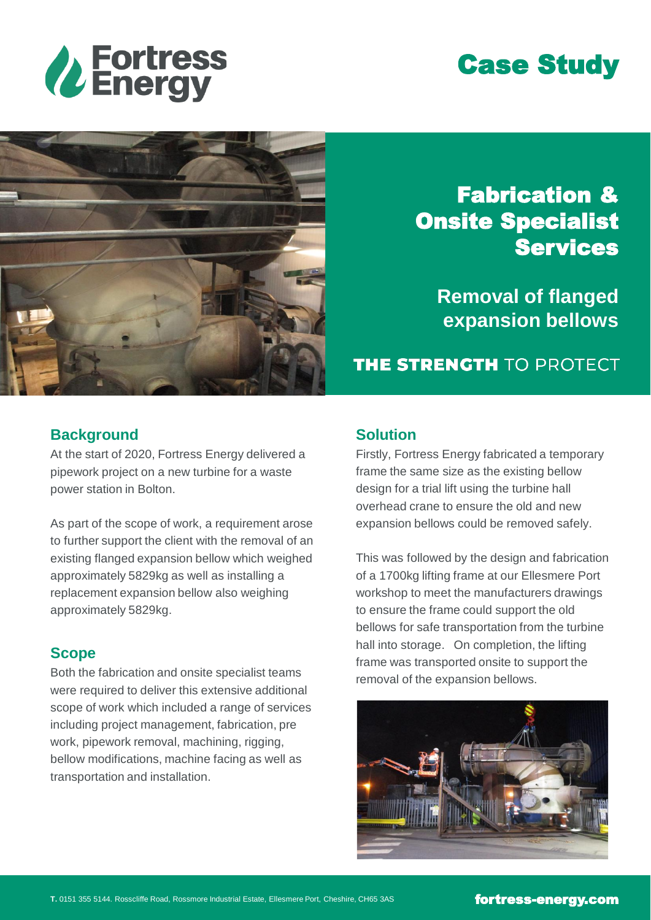Fortress Energy

# Case Study

## Fabrication & Onsite Specialist Services

### Removal of flanged expansion bellows

**THE STRENGTH** TO PROTECT

### Background

At the start of 2020, Fortress Energy delivered a pipework project on a new turbine for a waste power station in Bolton.

As part of the scope of work, a requirement arose to further support the client with the removal of an existing flanged expansion bellow which weighed approximately 5829kg as well as installing a replacement expansion bellow also weighing approximately 5829kg.

### Scope

Both the fabrication and onsite specialist teams were required to deliver this extensive additional scope of work which included a range of services including project management, fabrication, pre work, pipework removal, machining, rigging, bellow modifications, machine facing as well as transportation and installation.

### Solution

Firstly, Fortress Energy fabricated a temporary frame the same size as the existing bellow design for a trial lift using the turbine hall overhead crane to ensure the old and new expansion bellows could be removed safely.

This was followed by the design and fabrication of a 1700kg lifting frame at our Ellesmere Port workshop to meet the manufacturers drawings to ensure the frame could support the old bellows for safe transportation from the turbine hall into storage. On completion, the lifting frame was transported onsite to support the removal of the expansion bellows.

**T.** 0151 355 5144. Rosscliffe Road, Rossmore Industrial Estate, Ellesmere Port, Cheshire, CH65 3AS

**fortress-energy.com**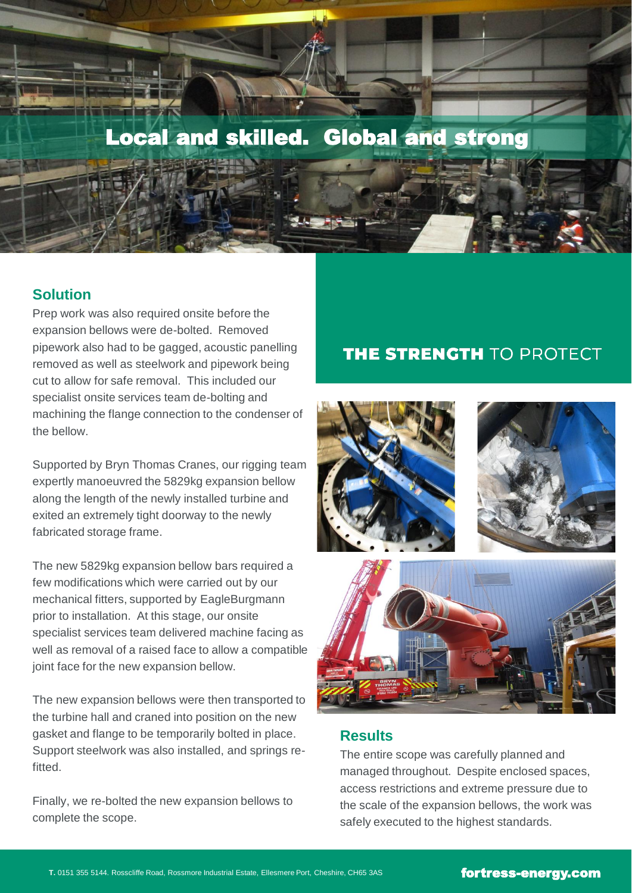# Local and skilled. Global and strong

## Solution

Prep work was also required onsite before the expansion bellows were de-bolted. Removed pipework also had to be gagged, acoustic panelling removed as well as steelwork and pipework being cut to allow for safe removal. This included our specialist onsite services team de-bolting and machining the flange connection to the condenser of the bellow.

Supported by Bryn Thomas Cranes, our rigging team expertly manoeuvred the 5829kg expansion bellow along the length of the newly installed turbine and exited an extremely tight doorway to the newly fabricated storage frame.

The new 5829kg expansion bellow bars required a few modifications which were carried out by our mechanical fitters, supported by EagleBurgmann prior to installation. At this stage, our onsite specialist services team delivered machine facing as well as removal of a raised face to allow a compatible joint face for the new expansion bellow.

The new expansion bellows were then transported to the turbine hall and craned into position on the new gasket and flange to be temporarily bolted in place. Support steelwork was also installed, and springs re-fitted.

Finally, we re-bolted the new expansion bellows to complete the scope.

## THE STRENGTH TO PROTECT

## Results

The entire scope was carefully planned and managed throughout. Despite enclosed spaces, access restrictions and extreme pressure due to the scale of the expansion bellows, the work was safely executed to the highest standards.

**T.** 0151 355 5144. Rosscliffe Road, Rossmore Industrial Estate, Ellesmere Port, Cheshire, CH65 3AS

**fortress-energy.com**